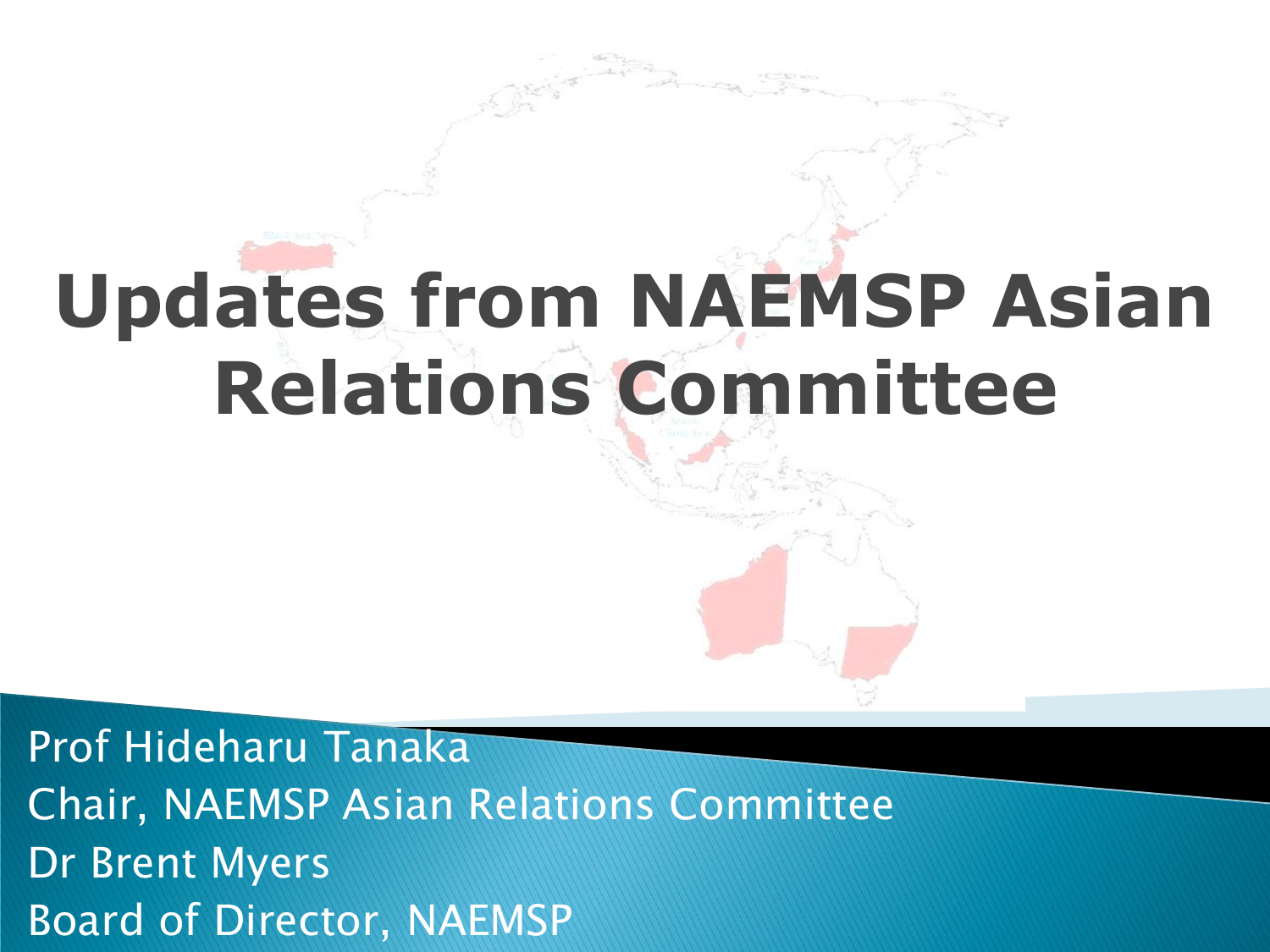# Updates from NAEMSP Asian Relations Committee

Prof Hideharu Tanaka

Chair, NAEMSP Asian Relations Committee

Dr Brent Myers

Board of Director, NAEMSP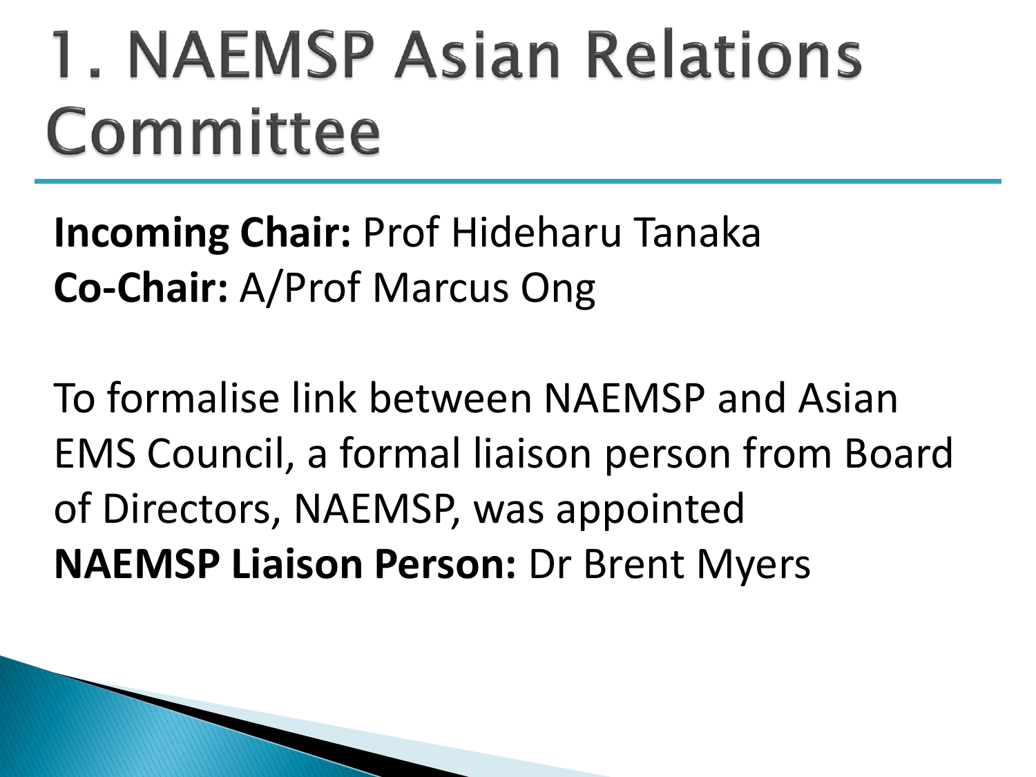# 1. NAEMSP Asian Relations Committee

**Incoming Chair:** Prof Hideharu Tanaka
**Co-Chair:** A/Prof Marcus Ong

To formalise link between NAEMSP and Asian EMS Council, a formal liaison person from Board of Directors, NAEMSP, was appointed
**NAEMSP Liaison Person:** Dr Brent Myers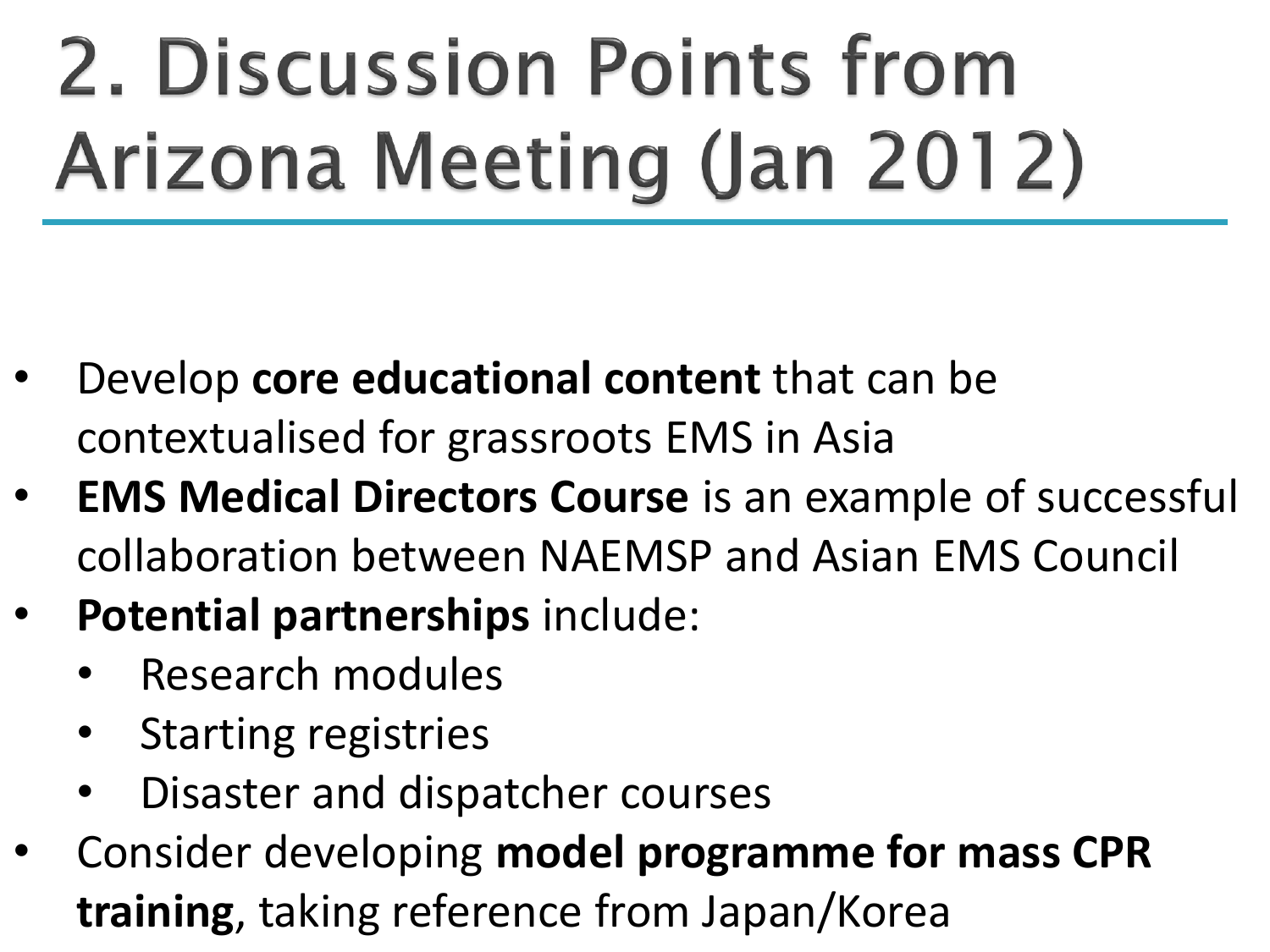# 2. Discussion Points from Arizona Meeting (Jan 2012)

- Develop **core educational content** that can be contextualised for grassroots EMS in Asia
- **EMS Medical Directors Course** is an example of successful collaboration between NAEMSP and Asian EMS Council
- **Potential partnerships** include:
  - Research modules
  - Starting registries
  - Disaster and dispatcher courses
- Consider developing **model programme for mass CPR training**, taking reference from Japan/Korea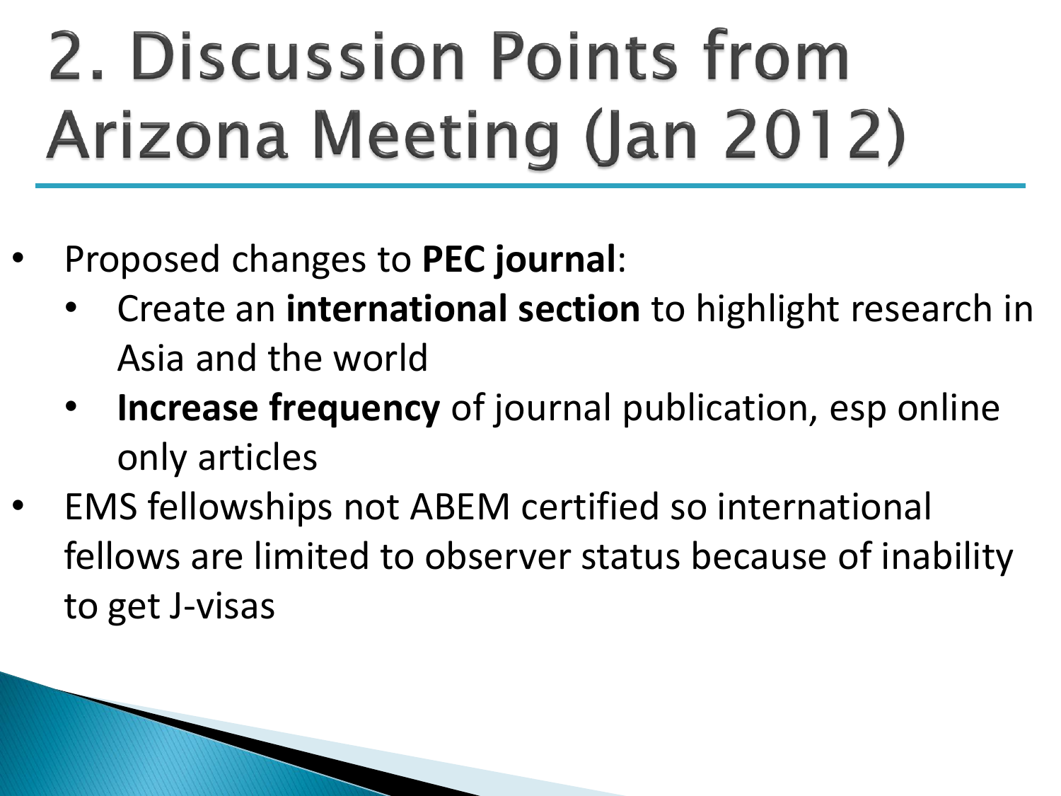# 2. Discussion Points from Arizona Meeting (Jan 2012)

- Proposed changes to **PEC journal**:
  - Create an **international section** to highlight research in Asia and the world
  - **Increase frequency** of journal publication, esp online only articles
- EMS fellowships not ABEM certified so international fellows are limited to observer status because of inability to get J-visas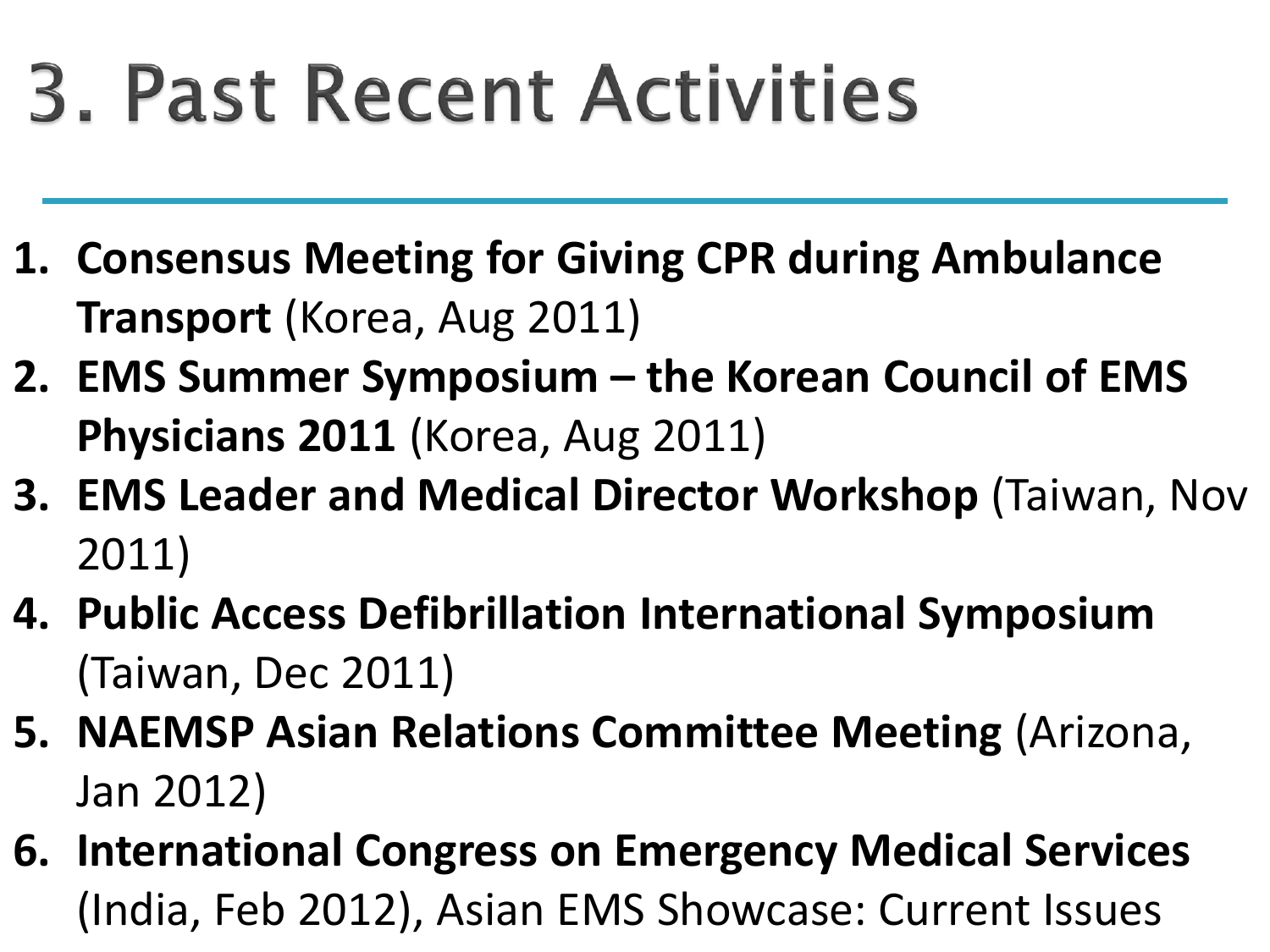# 3. Past Recent Activities

1. **Consensus Meeting for Giving CPR during Ambulance Transport** (Korea, Aug 2011)
2. **EMS Summer Symposium – the Korean Council of EMS Physicians 2011** (Korea, Aug 2011)
3. **EMS Leader and Medical Director Workshop** (Taiwan, Nov 2011)
4. **Public Access Defibrillation International Symposium** (Taiwan, Dec 2011)
5. **NAEMSP Asian Relations Committee Meeting** (Arizona, Jan 2012)
6. **International Congress on Emergency Medical Services** (India, Feb 2012), Asian EMS Showcase: Current Issues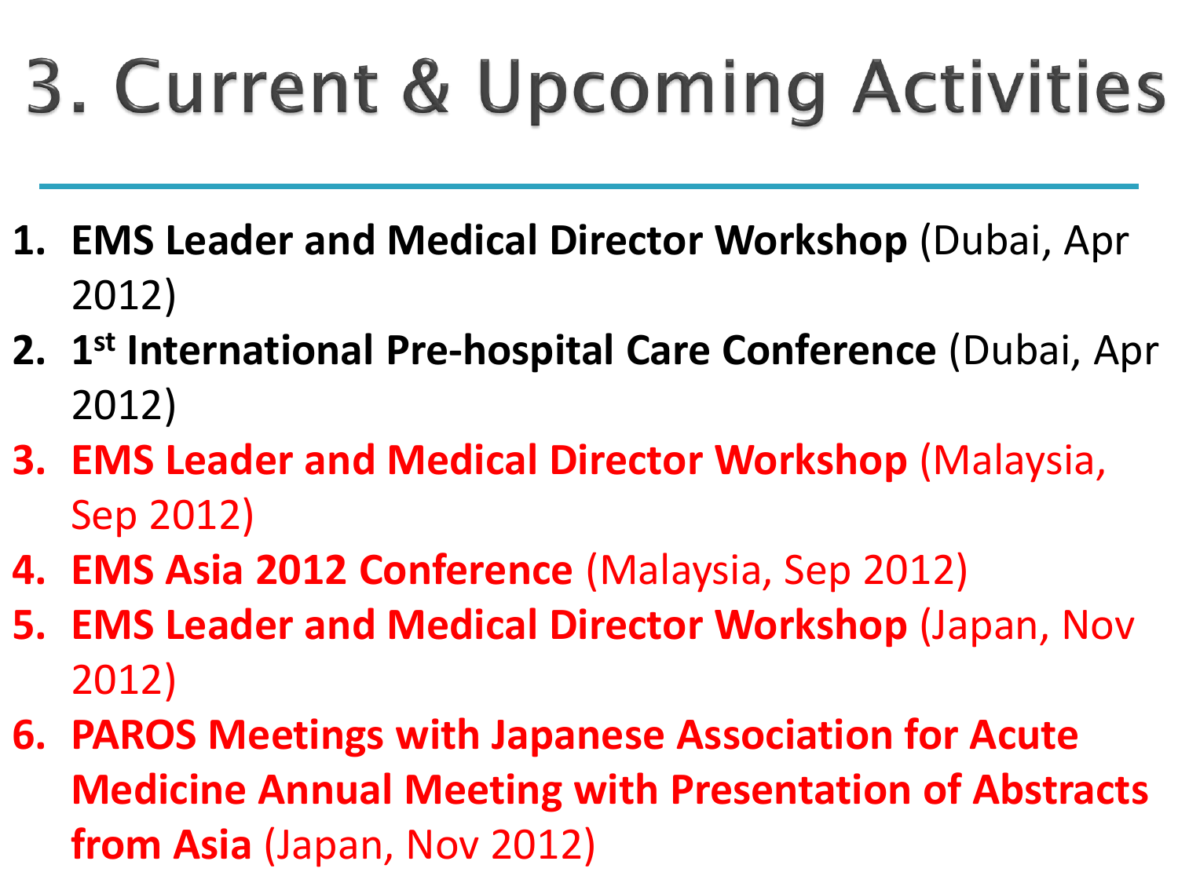# 3. Current & Upcoming Activities

1. **EMS Leader and Medical Director Workshop** (Dubai, Apr 2012)
2. **1st International Pre-hospital Care Conference** (Dubai, Apr 2012)
3. **EMS Leader and Medical Director Workshop** (Malaysia, Sep 2012)
4. **EMS Asia 2012 Conference** (Malaysia, Sep 2012)
5. **EMS Leader and Medical Director Workshop** (Japan, Nov 2012)
6. **PAROS Meetings with Japanese Association for Acute Medicine Annual Meeting with Presentation of Abstracts from Asia** (Japan, Nov 2012)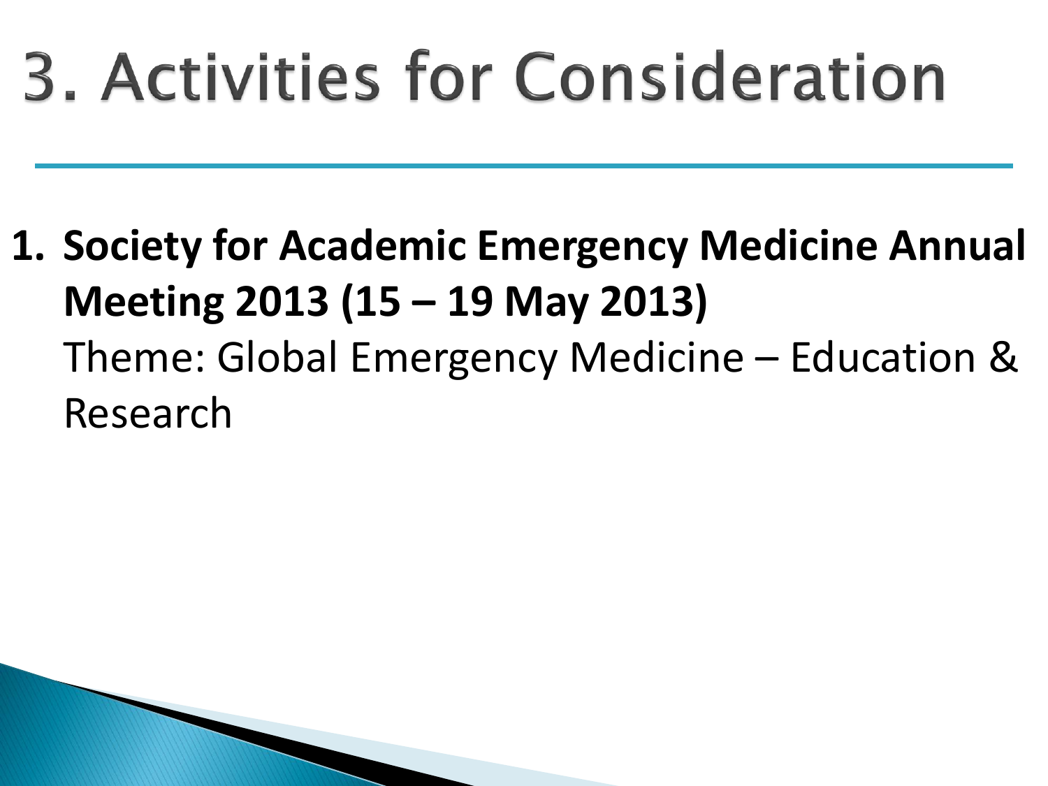# 3. Activities for Consideration

1. **Society for Academic Emergency Medicine Annual Meeting 2013 (15 – 19 May 2013)**
   Theme: Global Emergency Medicine – Education & Research